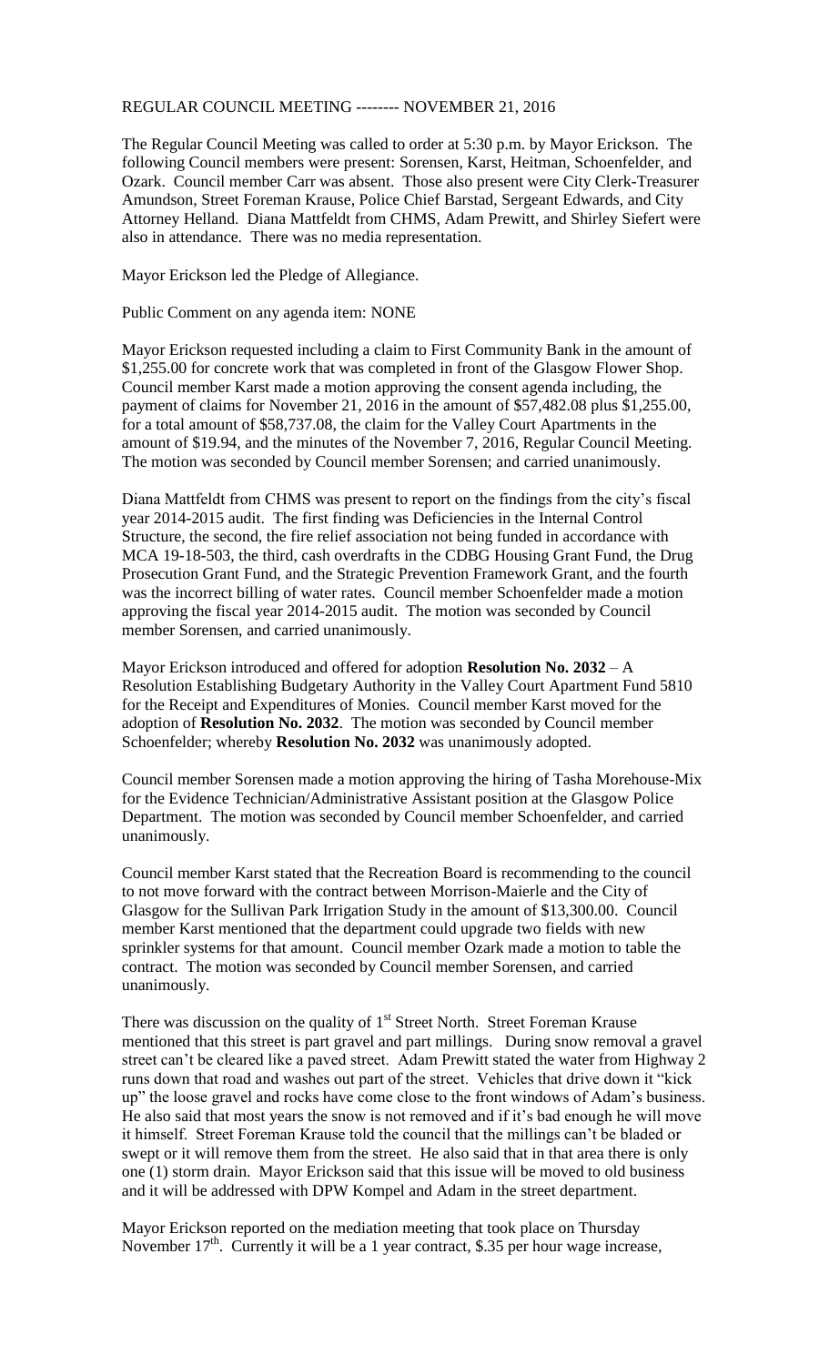REGULAR COUNCIL MEETING -------- NOVEMBER 21, 2016

The Regular Council Meeting was called to order at 5:30 p.m. by Mayor Erickson. The following Council members were present: Sorensen, Karst, Heitman, Schoenfelder, and Ozark. Council member Carr was absent. Those also present were City Clerk-Treasurer Amundson, Street Foreman Krause, Police Chief Barstad, Sergeant Edwards, and City Attorney Helland. Diana Mattfeldt from CHMS, Adam Prewitt, and Shirley Siefert were also in attendance. There was no media representation.

Mayor Erickson led the Pledge of Allegiance.

Public Comment on any agenda item: NONE

Mayor Erickson requested including a claim to First Community Bank in the amount of $1,255.00 for concrete work that was completed in front of the Glasgow Flower Shop. Council member Karst made a motion approving the consent agenda including, the payment of claims for November 21, 2016 in the amount of $57,482.08 plus $1,255.00, for a total amount of $58,737.08, the claim for the Valley Court Apartments in the amount of $19.94, and the minutes of the November 7, 2016, Regular Council Meeting. The motion was seconded by Council member Sorensen; and carried unanimously.

Diana Mattfeldt from CHMS was present to report on the findings from the city's fiscal year 2014-2015 audit. The first finding was Deficiencies in the Internal Control Structure, the second, the fire relief association not being funded in accordance with MCA 19-18-503, the third, cash overdrafts in the CDBG Housing Grant Fund, the Drug Prosecution Grant Fund, and the Strategic Prevention Framework Grant, and the fourth was the incorrect billing of water rates. Council member Schoenfelder made a motion approving the fiscal year 2014-2015 audit. The motion was seconded by Council member Sorensen, and carried unanimously.

Mayor Erickson introduced and offered for adoption **Resolution No. 2032** – A Resolution Establishing Budgetary Authority in the Valley Court Apartment Fund 5810 for the Receipt and Expenditures of Monies. Council member Karst moved for the adoption of **Resolution No. 2032**. The motion was seconded by Council member Schoenfelder; whereby **Resolution No. 2032** was unanimously adopted.

Council member Sorensen made a motion approving the hiring of Tasha Morehouse-Mix for the Evidence Technician/Administrative Assistant position at the Glasgow Police Department. The motion was seconded by Council member Schoenfelder, and carried unanimously.

Council member Karst stated that the Recreation Board is recommending to the council to not move forward with the contract between Morrison-Maierle and the City of Glasgow for the Sullivan Park Irrigation Study in the amount of $13,300.00. Council member Karst mentioned that the department could upgrade two fields with new sprinkler systems for that amount. Council member Ozark made a motion to table the contract. The motion was seconded by Council member Sorensen, and carried unanimously.

There was discussion on the quality of 1st Street North. Street Foreman Krause mentioned that this street is part gravel and part millings. During snow removal a gravel street can't be cleared like a paved street. Adam Prewitt stated the water from Highway 2 runs down that road and washes out part of the street. Vehicles that drive down it "kick up" the loose gravel and rocks have come close to the front windows of Adam's business. He also said that most years the snow is not removed and if it's bad enough he will move it himself. Street Foreman Krause told the council that the millings can't be bladed or swept or it will remove them from the street. He also said that in that area there is only one (1) storm drain. Mayor Erickson said that this issue will be moved to old business and it will be addressed with DPW Kompel and Adam in the street department.

Mayor Erickson reported on the mediation meeting that took place on Thursday November 17th. Currently it will be a 1 year contract, $.35 per hour wage increase,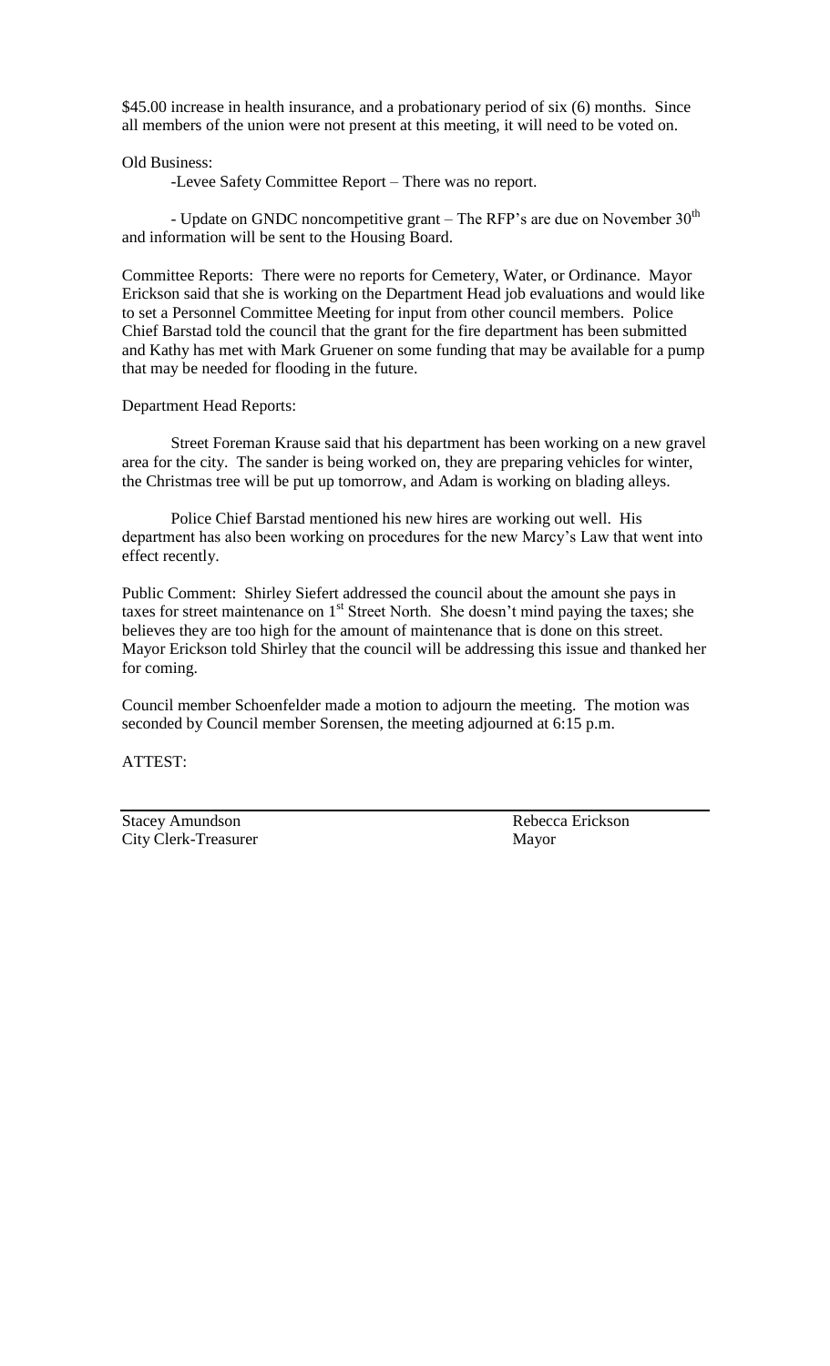$45.00 increase in health insurance, and a probationary period of six (6) months. Since all members of the union were not present at this meeting, it will need to be voted on.

Old Business:

-Levee Safety Committee Report – There was no report.

- Update on GNDC noncompetitive grant – The RFP's are due on November 30th and information will be sent to the Housing Board.

Committee Reports: There were no reports for Cemetery, Water, or Ordinance. Mayor Erickson said that she is working on the Department Head job evaluations and would like to set a Personnel Committee Meeting for input from other council members. Police Chief Barstad told the council that the grant for the fire department has been submitted and Kathy has met with Mark Gruener on some funding that may be available for a pump that may be needed for flooding in the future.

Department Head Reports:

Street Foreman Krause said that his department has been working on a new gravel area for the city. The sander is being worked on, they are preparing vehicles for winter, the Christmas tree will be put up tomorrow, and Adam is working on blading alleys.

Police Chief Barstad mentioned his new hires are working out well. His department has also been working on procedures for the new Marcy's Law that went into effect recently.

Public Comment: Shirley Siefert addressed the council about the amount she pays in taxes for street maintenance on 1st Street North. She doesn't mind paying the taxes; she believes they are too high for the amount of maintenance that is done on this street. Mayor Erickson told Shirley that the council will be addressing this issue and thanked her for coming.

Council member Schoenfelder made a motion to adjourn the meeting. The motion was seconded by Council member Sorensen, the meeting adjourned at 6:15 p.m.

ATTEST:

Stacey Amundson
City Clerk-Treasurer

Rebecca Erickson
Mayor